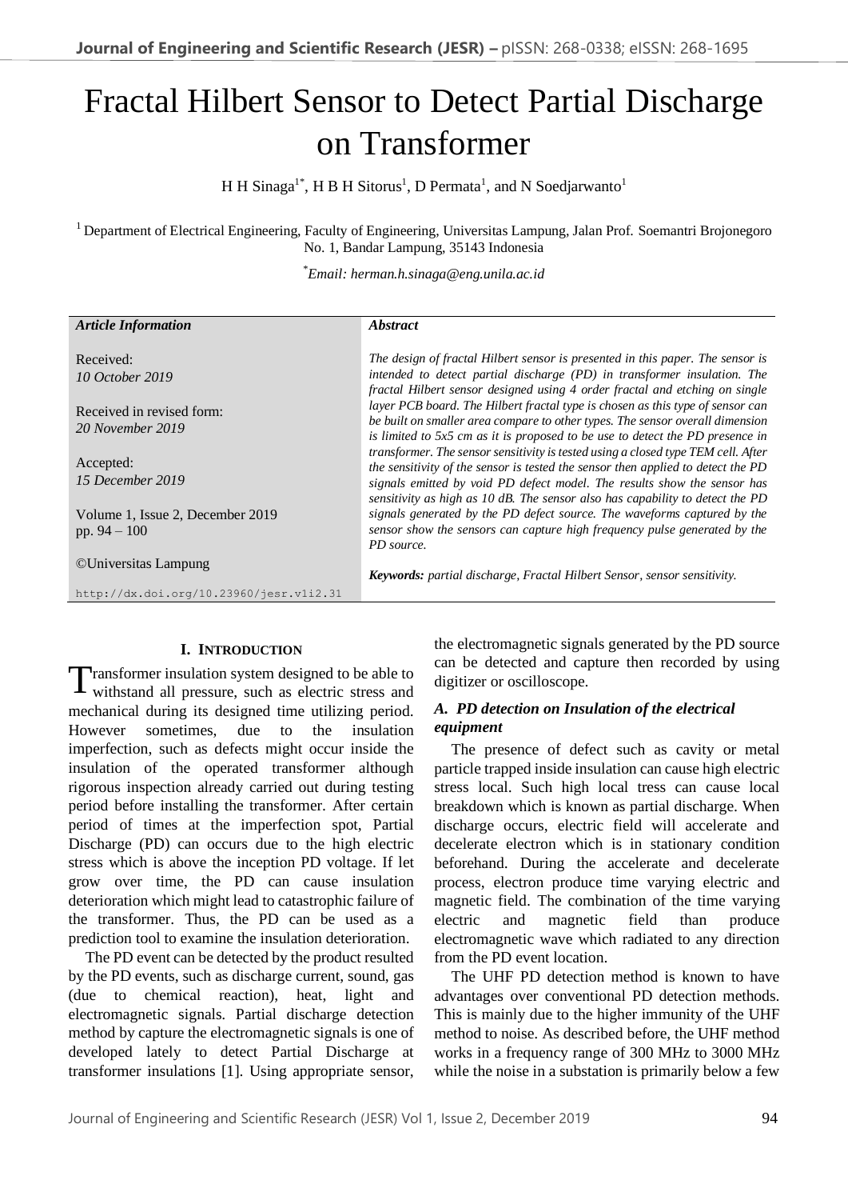# Fractal Hilbert Sensor to Detect Partial Discharge on Transformer

H H Sinaga[1*], H B H Sitorus[1], D Permata[1], and N Soedjarwanto[1]

[1] Department of Electrical Engineering, Faculty of Engineering, Universitas Lampung, Jalan Prof. Soemantri Brojonegoro No. 1, Bandar Lampung, 35143 Indonesia

*Email: herman.h.sinaga@eng.unila.ac.id*

| Article Information | Abstract |
| --- | --- |
| Received: *10 October 2019*<br><br>Received in revised form: *20 November 2019*<br><br>Accepted: *15 December 2019*<br><br>Volume 1, Issue 2, December 2019 pp. 94 – 100<br><br>©Universitas Lampung<br><br>http://dx.doi.org/10.23960/jesr.v1i2.31 | *The design of fractal Hilbert sensor is presented in this paper. The sensor is intended to detect partial discharge (PD) in transformer insulation. The fractal Hilbert sensor designed using 4 order fractal and etching on single layer PCB board. The Hilbert fractal type is chosen as this type of sensor can be built on smaller area compare to other types. The sensor overall dimension is limited to 5x5 cm as it is proposed to be use to detect the PD presence in transformer. The sensor sensitivity is tested using a closed type TEM cell. After the sensitivity of the sensor is tested the sensor then applied to detect the PD signals emitted by void PD defect model. The results show the sensor has sensitivity as high as 10 dB. The sensor also has capability to detect the PD signals generated by the PD defect source. The waveforms captured by the sensor show the sensors can capture high frequency pulse generated by the PD source.*<br><br>***Keywords:*** *partial discharge, Fractal Hilbert Sensor, sensor sensitivity.* |

## I. INTRODUCTION

Transformer insulation system designed to be able to withstand all pressure, such as electric stress and mechanical during its designed time utilizing period. However sometimes, due to the insulation imperfection, such as defects might occur inside the insulation of the operated transformer although rigorous inspection already carried out during testing period before installing the transformer. After certain period of times at the imperfection spot, Partial Discharge (PD) can occurs due to the high electric stress which is above the inception PD voltage. If let grow over time, the PD can cause insulation deterioration which might lead to catastrophic failure of the transformer. Thus, the PD can be used as a prediction tool to examine the insulation deterioration.

The PD event can be detected by the product resulted by the PD events, such as discharge current, sound, gas (due to chemical reaction), heat, light and electromagnetic signals. Partial discharge detection method by capture the electromagnetic signals is one of developed lately to detect Partial Discharge at transformer insulations [1]. Using appropriate sensor, the electromagnetic signals generated by the PD source can be detected and capture then recorded by using digitizer or oscilloscope.

### *A. PD detection on Insulation of the electrical equipment*

The presence of defect such as cavity or metal particle trapped inside insulation can cause high electric stress local. Such high local tress can cause local breakdown which is known as partial discharge. When discharge occurs, electric field will accelerate and decelerate electron which is in stationary condition beforehand. During the accelerate and decelerate process, electron produce time varying electric and magnetic field. The combination of the time varying electric and magnetic field than produce electromagnetic wave which radiated to any direction from the PD event location.

The UHF PD detection method is known to have advantages over conventional PD detection methods. This is mainly due to the higher immunity of the UHF method to noise. As described before, the UHF method works in a frequency range of 300 MHz to 3000 MHz while the noise in a substation is primarily below a few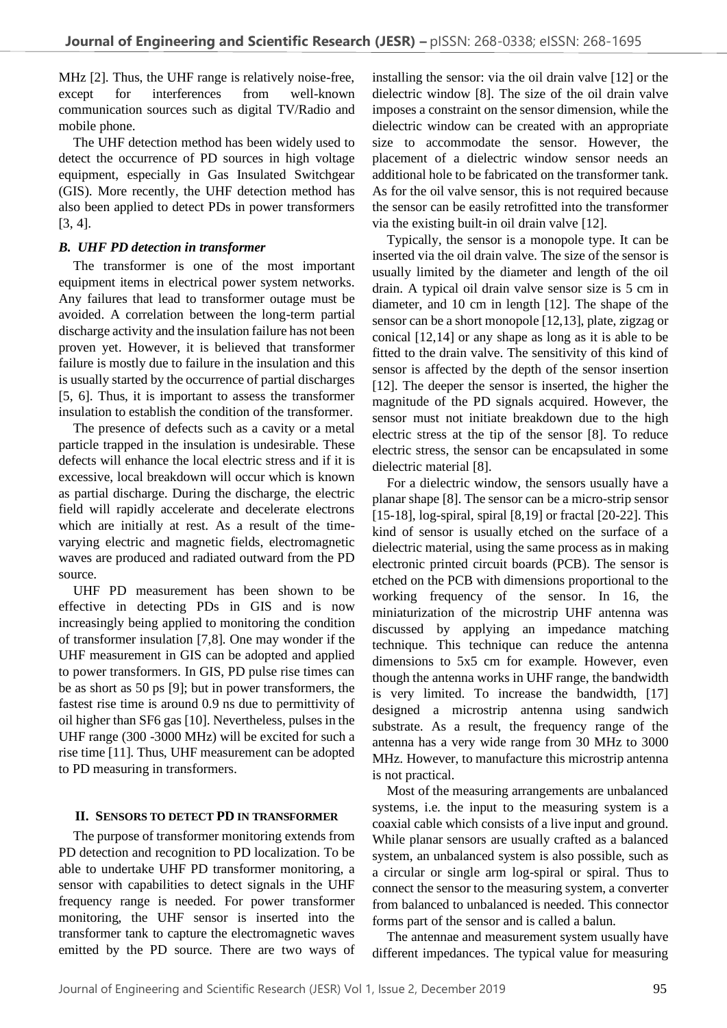MHz [2]. Thus, the UHF range is relatively noise-free, except for interferences from well-known communication sources such as digital TV/Radio and mobile phone.

The UHF detection method has been widely used to detect the occurrence of PD sources in high voltage equipment, especially in Gas Insulated Switchgear (GIS). More recently, the UHF detection method has also been applied to detect PDs in power transformers [3, 4].

### *B. UHF PD detection in transformer*

The transformer is one of the most important equipment items in electrical power system networks. Any failures that lead to transformer outage must be avoided. A correlation between the long-term partial discharge activity and the insulation failure has not been proven yet. However, it is believed that transformer failure is mostly due to failure in the insulation and this is usually started by the occurrence of partial discharges [5, 6]. Thus, it is important to assess the transformer insulation to establish the condition of the transformer.

The presence of defects such as a cavity or a metal particle trapped in the insulation is undesirable. These defects will enhance the local electric stress and if it is excessive, local breakdown will occur which is known as partial discharge. During the discharge, the electric field will rapidly accelerate and decelerate electrons which are initially at rest. As a result of the time-varying electric and magnetic fields, electromagnetic waves are produced and radiated outward from the PD source.

UHF PD measurement has been shown to be effective in detecting PDs in GIS and is now increasingly being applied to monitoring the condition of transformer insulation [7,8]. One may wonder if the UHF measurement in GIS can be adopted and applied to power transformers. In GIS, PD pulse rise times can be as short as 50 ps [9]; but in power transformers, the fastest rise time is around 0.9 ns due to permittivity of oil higher than SF6 gas [10]. Nevertheless, pulses in the UHF range (300 -3000 MHz) will be excited for such a rise time [11]. Thus, UHF measurement can be adopted to PD measuring in transformers.

## II. Sensors to Detect PD in Transformer

The purpose of transformer monitoring extends from PD detection and recognition to PD localization. To be able to undertake UHF PD transformer monitoring, a sensor with capabilities to detect signals in the UHF frequency range is needed. For power transformer monitoring, the UHF sensor is inserted into the transformer tank to capture the electromagnetic waves emitted by the PD source. There are two ways of installing the sensor: via the oil drain valve [12] or the dielectric window [8]. The size of the oil drain valve imposes a constraint on the sensor dimension, while the dielectric window can be created with an appropriate size to accommodate the sensor. However, the placement of a dielectric window sensor needs an additional hole to be fabricated on the transformer tank. As for the oil valve sensor, this is not required because the sensor can be easily retrofitted into the transformer via the existing built-in oil drain valve [12].

Typically, the sensor is a monopole type. It can be inserted via the oil drain valve. The size of the sensor is usually limited by the diameter and length of the oil drain. A typical oil drain valve sensor size is 5 cm in diameter, and 10 cm in length [12]. The shape of the sensor can be a short monopole [12,13], plate, zigzag or conical [12,14] or any shape as long as it is able to be fitted to the drain valve. The sensitivity of this kind of sensor is affected by the depth of the sensor insertion [12]. The deeper the sensor is inserted, the higher the magnitude of the PD signals acquired. However, the sensor must not initiate breakdown due to the high electric stress at the tip of the sensor [8]. To reduce electric stress, the sensor can be encapsulated in some dielectric material [8].

For a dielectric window, the sensors usually have a planar shape [8]. The sensor can be a micro-strip sensor [15-18], log-spiral, spiral [8,19] or fractal [20-22]. This kind of sensor is usually etched on the surface of a dielectric material, using the same process as in making electronic printed circuit boards (PCB). The sensor is etched on the PCB with dimensions proportional to the working frequency of the sensor. In 16, the miniaturization of the microstrip UHF antenna was discussed by applying an impedance matching technique. This technique can reduce the antenna dimensions to 5x5 cm for example. However, even though the antenna works in UHF range, the bandwidth is very limited. To increase the bandwidth, [17] designed a microstrip antenna using sandwich substrate. As a result, the frequency range of the antenna has a very wide range from 30 MHz to 3000 MHz. However, to manufacture this microstrip antenna is not practical.

Most of the measuring arrangements are unbalanced systems, i.e. the input to the measuring system is a coaxial cable which consists of a live input and ground. While planar sensors are usually crafted as a balanced system, an unbalanced system is also possible, such as a circular or single arm log-spiral or spiral. Thus to connect the sensor to the measuring system, a converter from balanced to unbalanced is needed. This connector forms part of the sensor and is called a balun.

The antennae and measurement system usually have different impedances. The typical value for measuring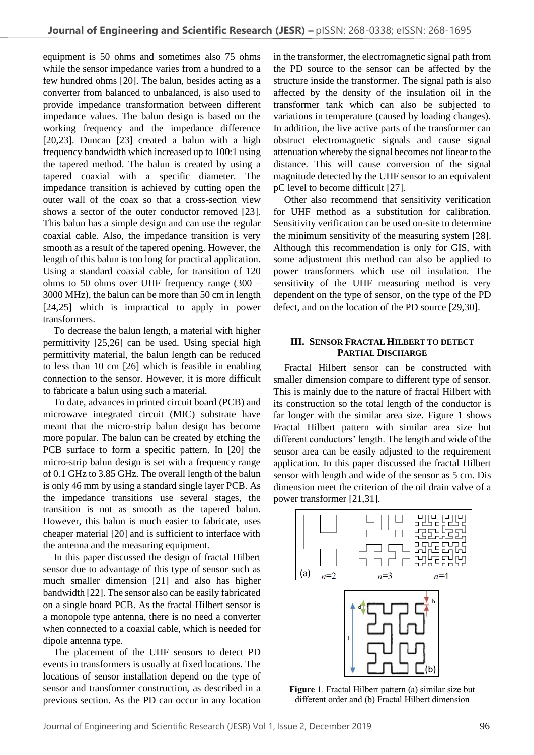equipment is 50 ohms and sometimes also 75 ohms while the sensor impedance varies from a hundred to a few hundred ohms [20]. The balun, besides acting as a converter from balanced to unbalanced, is also used to provide impedance transformation between different impedance values. The balun design is based on the working frequency and the impedance difference [20,23]. Duncan [23] created a balun with a high frequency bandwidth which increased up to 100:1 using the tapered method. The balun is created by using a tapered coaxial with a specific diameter. The impedance transition is achieved by cutting open the outer wall of the coax so that a cross-section view shows a sector of the outer conductor removed [23]. This balun has a simple design and can use the regular coaxial cable. Also, the impedance transition is very smooth as a result of the tapered opening. However, the length of this balun is too long for practical application. Using a standard coaxial cable, for transition of 120 ohms to 50 ohms over UHF frequency range (300 – 3000 MHz), the balun can be more than 50 cm in length [24,25] which is impractical to apply in power transformers.

To decrease the balun length, a material with higher permittivity [25,26] can be used. Using special high permittivity material, the balun length can be reduced to less than 10 cm [26] which is feasible in enabling connection to the sensor. However, it is more difficult to fabricate a balun using such a material.

To date, advances in printed circuit board (PCB) and microwave integrated circuit (MIC) substrate have meant that the micro-strip balun design has become more popular. The balun can be created by etching the PCB surface to form a specific pattern. In [20] the micro-strip balun design is set with a frequency range of 0.1 GHz to 3.85 GHz. The overall length of the balun is only 46 mm by using a standard single layer PCB. As the impedance transitions use several stages, the transition is not as smooth as the tapered balun. However, this balun is much easier to fabricate, uses cheaper material [20] and is sufficient to interface with the antenna and the measuring equipment.

In this paper discussed the design of fractal Hilbert sensor due to advantage of this type of sensor such as much smaller dimension [21] and also has higher bandwidth [22]. The sensor also can be easily fabricated on a single board PCB. As the fractal Hilbert sensor is a monopole type antenna, there is no need a converter when connected to a coaxial cable, which is needed for dipole antenna type.

The placement of the UHF sensors to detect PD events in transformers is usually at fixed locations. The locations of sensor installation depend on the type of sensor and transformer construction, as described in a previous section. As the PD can occur in any location in the transformer, the electromagnetic signal path from the PD source to the sensor can be affected by the structure inside the transformer. The signal path is also affected by the density of the insulation oil in the transformer tank which can also be subjected to variations in temperature (caused by loading changes). In addition, the live active parts of the transformer can obstruct electromagnetic signals and cause signal attenuation whereby the signal becomes not linear to the distance. This will cause conversion of the signal magnitude detected by the UHF sensor to an equivalent pC level to become difficult [27].

Other also recommend that sensitivity verification for UHF method as a substitution for calibration. Sensitivity verification can be used on-site to determine the minimum sensitivity of the measuring system [28]. Although this recommendation is only for GIS, with some adjustment this method can also be applied to power transformers which use oil insulation. The sensitivity of the UHF measuring method is very dependent on the type of sensor, on the type of the PD defect, and on the location of the PD source [29,30].

## III. Sensor Fractal Hilbert to Detect Partial Discharge

Fractal Hilbert sensor can be constructed with smaller dimension compare to different type of sensor. This is mainly due to the nature of fractal Hilbert with its construction so the total length of the conductor is far longer with the similar area size. Figure 1 shows Fractal Hilbert pattern with similar area size but different conductors' length. The length and wide of the sensor area can be easily adjusted to the requirement application. In this paper discussed the fractal Hilbert sensor with length and wide of the sensor as 5 cm. Dis dimension meet the criterion of the oil drain valve of a power transformer [21,31].

**Figure 1**. Fractal Hilbert pattern (a) similar size but different order and (b) Fractal Hilbert dimension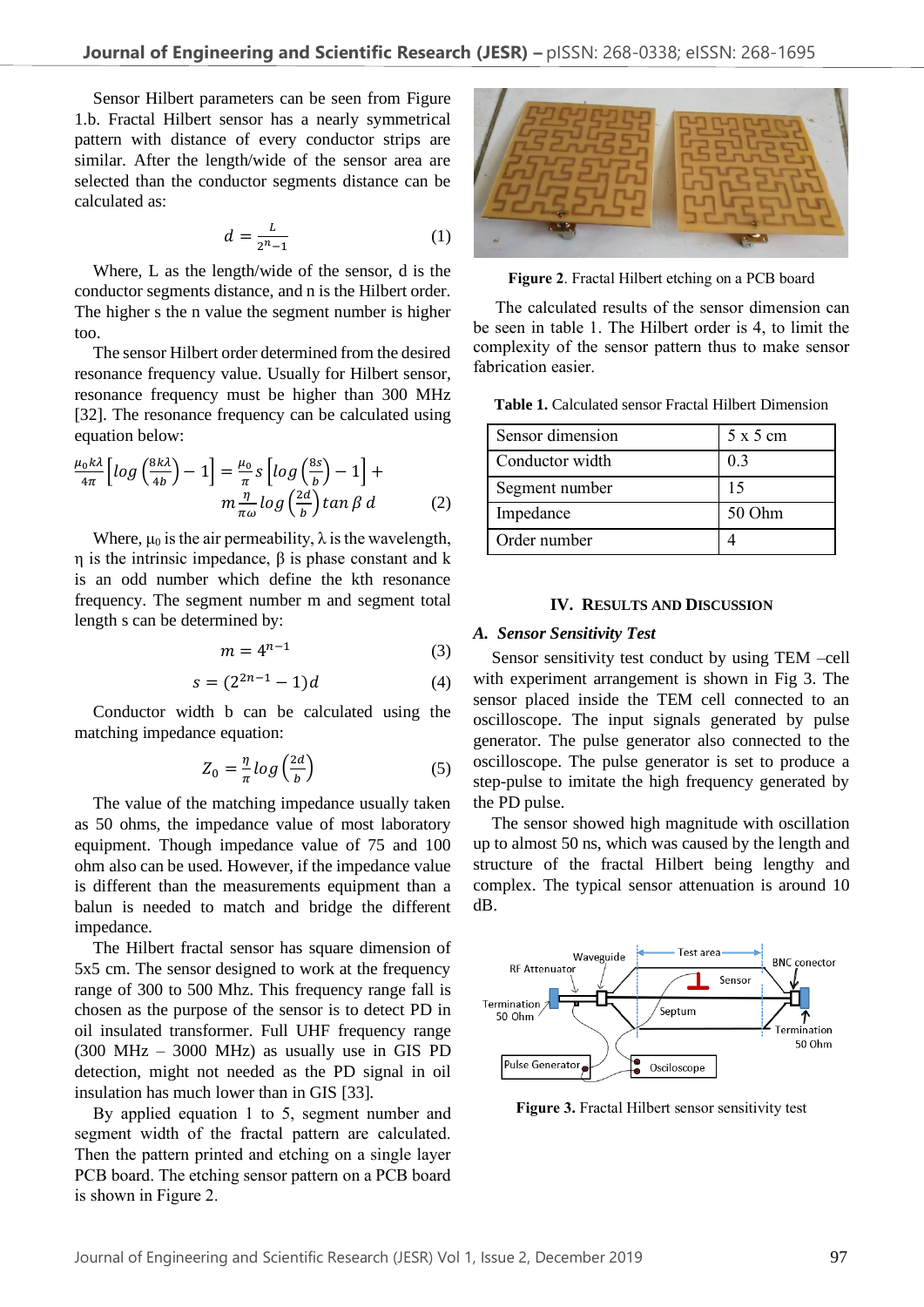Sensor Hilbert parameters can be seen from Figure 1.b. Fractal Hilbert sensor has a nearly symmetrical pattern with distance of every conductor strips are similar. After the length/wide of the sensor area are selected than the conductor segments distance can be calculated as:

$$d = \frac{L}{2^{n}-1} \quad (1)$$

Where, L as the length/wide of the sensor, d is the conductor segments distance, and n is the Hilbert order. The higher s the n value the segment number is higher too.

The sensor Hilbert order determined from the desired resonance frequency value. Usually for Hilbert sensor, resonance frequency must be higher than 300 MHz [32]. The resonance frequency can be calculated using equation below:

$$\frac{\mu_0 k\lambda}{4\pi}\left[\log\left(\frac{8k\lambda}{4b}\right)-1\right] = \frac{\mu_0}{\pi}s\left[\log\left(\frac{8s}{b}\right)-1\right] + m\frac{\eta}{\pi\omega}\log\left(\frac{2d}{b}\right)\tan\beta\, d \quad (2)$$

Where, $\mu_0$ is the air permeability, λ is the wavelength, η is the intrinsic impedance, β is phase constant and k is an odd number which define the kth resonance frequency. The segment number m and segment total length s can be determined by:

$$m = 4^{n-1} \quad (3)$$

$$s = (2^{2n-1}-1)d \quad (4)$$

Conductor width b can be calculated using the matching impedance equation:

$$Z_0 = \frac{\eta}{\pi}\log\left(\frac{2d}{b}\right) \quad (5)$$

The value of the matching impedance usually taken as 50 ohms, the impedance value of most laboratory equipment. Though impedance value of 75 and 100 ohm also can be used. However, if the impedance value is different than the measurements equipment than a balun is needed to match and bridge the different impedance.

The Hilbert fractal sensor has square dimension of 5x5 cm. The sensor designed to work at the frequency range of 300 to 500 Mhz. This frequency range fall is chosen as the purpose of the sensor is to detect PD in oil insulated transformer. Full UHF frequency range (300 MHz – 3000 MHz) as usually use in GIS PD detection, might not needed as the PD signal in oil insulation has much lower than in GIS [33].

By applied equation 1 to 5, segment number and segment width of the fractal pattern are calculated. Then the pattern printed and etching on a single layer PCB board. The etching sensor pattern on a PCB board is shown in Figure 2.

**Figure 2**. Fractal Hilbert etching on a PCB board

The calculated results of the sensor dimension can be seen in table 1. The Hilbert order is 4, to limit the complexity of the sensor pattern thus to make sensor fabrication easier.

**Table 1.** Calculated sensor Fractal Hilbert Dimension

| Sensor dimension | 5 x 5 cm |
|---|---|
| Conductor width | 0.3 |
| Segment number | 15 |
| Impedance | 50 Ohm |
| Order number | 4 |

## IV. Results and Discussion

### A. *Sensor Sensitivity Test*

Sensor sensitivity test conduct by using TEM –cell with experiment arrangement is shown in Fig 3. The sensor placed inside the TEM cell connected to an oscilloscope. The input signals generated by pulse generator. The pulse generator also connected to the oscilloscope. The pulse generator is set to produce a step-pulse to imitate the high frequency generated by the PD pulse.

The sensor showed high magnitude with oscillation up to almost 50 ns, which was caused by the length and structure of the fractal Hilbert being lengthy and complex. The typical sensor attenuation is around 10 dB.

**Figure 3.** Fractal Hilbert sensor sensitivity test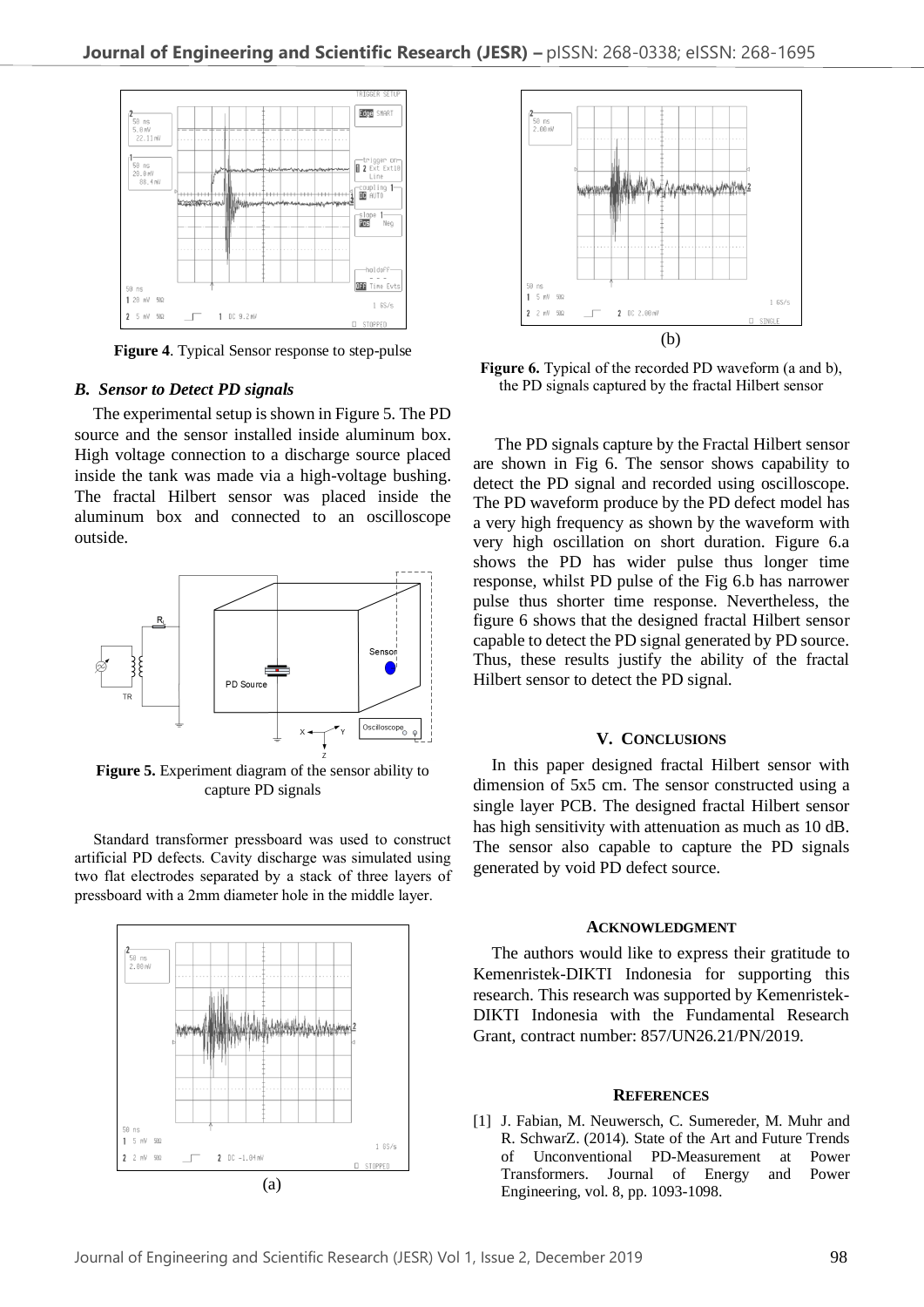**Figure 4**. Typical Sensor response to step-pulse

### *B. Sensor to Detect PD signals*

The experimental setup is shown in Figure 5. The PD source and the sensor installed inside aluminum box. High voltage connection to a discharge source placed inside the tank was made via a high-voltage bushing. The fractal Hilbert sensor was placed inside the aluminum box and connected to an oscilloscope outside.

**Figure 5.** Experiment diagram of the sensor ability to capture PD signals

Standard transformer pressboard was used to construct artificial PD defects. Cavity discharge was simulated using two flat electrodes separated by a stack of three layers of pressboard with a 2mm diameter hole in the middle layer.

(a)

(b)

**Figure 6.** Typical of the recorded PD waveform (a and b), the PD signals captured by the fractal Hilbert sensor

The PD signals capture by the Fractal Hilbert sensor are shown in Fig 6. The sensor shows capability to detect the PD signal and recorded using oscilloscope. The PD waveform produce by the PD defect model has a very high frequency as shown by the waveform with very high oscillation on short duration. Figure 6.a shows the PD has wider pulse thus longer time response, whilst PD pulse of the Fig 6.b has narrower pulse thus shorter time response. Nevertheless, the figure 6 shows that the designed fractal Hilbert sensor capable to detect the PD signal generated by PD source. Thus, these results justify the ability of the fractal Hilbert sensor to detect the PD signal.

## V. CONCLUSIONS

In this paper designed fractal Hilbert sensor with dimension of 5x5 cm. The sensor constructed using a single layer PCB. The designed fractal Hilbert sensor has high sensitivity with attenuation as much as 10 dB. The sensor also capable to capture the PD signals generated by void PD defect source.

## ACKNOWLEDGMENT

The authors would like to express their gratitude to Kemenristek-DIKTI Indonesia for supporting this research. This research was supported by Kemenristek-DIKTI Indonesia with the Fundamental Research Grant, contract number: 857/UN26.21/PN/2019.

## REFERENCES

[1] J. Fabian, M. Neuwersch, C. Sumereder, M. Muhr and R. SchwarZ. (2014). State of the Art and Future Trends of Unconventional PD-Measurement at Power Transformers. Journal of Energy and Power Engineering, vol. 8, pp. 1093-1098.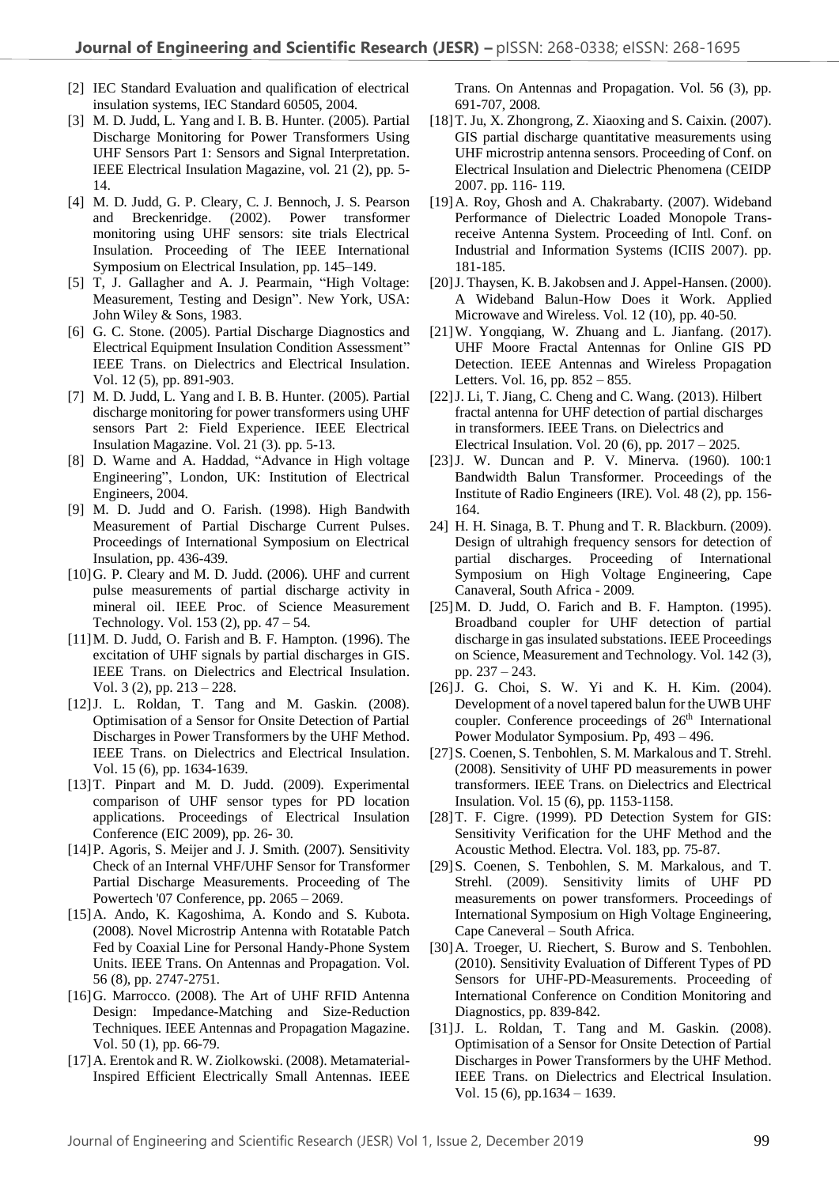[2] IEC Standard Evaluation and qualification of electrical insulation systems, IEC Standard 60505, 2004.

[3] M. D. Judd, L. Yang and I. B. B. Hunter. (2005). Partial Discharge Monitoring for Power Transformers Using UHF Sensors Part 1: Sensors and Signal Interpretation. IEEE Electrical Insulation Magazine, vol. 21 (2), pp. 5-14.

[4] M. D. Judd, G. P. Cleary, C. J. Bennoch, J. S. Pearson and Breckenridge. (2002). Power transformer monitoring using UHF sensors: site trials Electrical Insulation. Proceeding of The IEEE International Symposium on Electrical Insulation, pp. 145–149.

[5] T, J. Gallagher and A. J. Pearmain, "High Voltage: Measurement, Testing and Design". New York, USA: John Wiley & Sons, 1983.

[6] G. C. Stone. (2005). Partial Discharge Diagnostics and Electrical Equipment Insulation Condition Assessment" IEEE Trans. on Dielectrics and Electrical Insulation. Vol. 12 (5), pp. 891-903.

[7] M. D. Judd, L. Yang and I. B. B. Hunter. (2005). Partial discharge monitoring for power transformers using UHF sensors Part 2: Field Experience. IEEE Electrical Insulation Magazine. Vol. 21 (3). pp. 5-13.

[8] D. Warne and A. Haddad, "Advance in High voltage Engineering", London, UK: Institution of Electrical Engineers, 2004.

[9] M. D. Judd and O. Farish. (1998). High Bandwith Measurement of Partial Discharge Current Pulses. Proceedings of International Symposium on Electrical Insulation, pp. 436-439.

[10] G. P. Cleary and M. D. Judd. (2006). UHF and current pulse measurements of partial discharge activity in mineral oil. IEEE Proc. of Science Measurement Technology. Vol. 153 (2), pp. 47 – 54.

[11] M. D. Judd, O. Farish and B. F. Hampton. (1996). The excitation of UHF signals by partial discharges in GIS. IEEE Trans. on Dielectrics and Electrical Insulation. Vol. 3 (2), pp. 213 – 228.

[12] J. L. Roldan, T. Tang and M. Gaskin. (2008). Optimisation of a Sensor for Onsite Detection of Partial Discharges in Power Transformers by the UHF Method. IEEE Trans. on Dielectrics and Electrical Insulation. Vol. 15 (6), pp. 1634-1639.

[13] T. Pinpart and M. D. Judd. (2009). Experimental comparison of UHF sensor types for PD location applications. Proceedings of Electrical Insulation Conference (EIC 2009), pp. 26- 30.

[14] P. Agoris, S. Meijer and J. J. Smith. (2007). Sensitivity Check of an Internal VHF/UHF Sensor for Transformer Partial Discharge Measurements. Proceeding of The Powertech '07 Conference, pp. 2065 – 2069.

[15] A. Ando, K. Kagoshima, A. Kondo and S. Kubota. (2008). Novel Microstrip Antenna with Rotatable Patch Fed by Coaxial Line for Personal Handy-Phone System Units. IEEE Trans. On Antennas and Propagation. Vol. 56 (8), pp. 2747-2751.

[16] G. Marrocco. (2008). The Art of UHF RFID Antenna Design: Impedance-Matching and Size-Reduction Techniques. IEEE Antennas and Propagation Magazine. Vol. 50 (1), pp. 66-79.

[17] A. Erentok and R. W. Ziolkowski. (2008). Metamaterial-Inspired Efficient Electrically Small Antennas. IEEE Trans. On Antennas and Propagation. Vol. 56 (3), pp. 691-707, 2008.

[18] T. Ju, X. Zhongrong, Z. Xiaoxing and S. Caixin. (2007). GIS partial discharge quantitative measurements using UHF microstrip antenna sensors. Proceeding of Conf. on Electrical Insulation and Dielectric Phenomena (CEIDP 2007. pp. 116- 119.

[19] A. Roy, Ghosh and A. Chakrabarty. (2007). Wideband Performance of Dielectric Loaded Monopole Trans-receive Antenna System. Proceeding of Intl. Conf. on Industrial and Information Systems (ICIIS 2007). pp. 181-185.

[20] J. Thaysen, K. B. Jakobsen and J. Appel-Hansen. (2000). A Wideband Balun-How Does it Work. Applied Microwave and Wireless. Vol. 12 (10), pp. 40-50.

[21] W. Yongqiang, W. Zhuang and L. Jianfang. (2017). UHF Moore Fractal Antennas for Online GIS PD Detection. IEEE Antennas and Wireless Propagation Letters. Vol. 16, pp. 852 – 855.

[22] J. Li, T. Jiang, C. Cheng and C. Wang. (2013). Hilbert fractal antenna for UHF detection of partial discharges in transformers. IEEE Trans. on Dielectrics and Electrical Insulation. Vol. 20 (6), pp. 2017 – 2025.

[23] J. W. Duncan and P. V. Minerva. (1960). 100:1 Bandwidth Balun Transformer. Proceedings of the Institute of Radio Engineers (IRE). Vol. 48 (2), pp. 156-164.

24] H. H. Sinaga, B. T. Phung and T. R. Blackburn. (2009). Design of ultrahigh frequency sensors for detection of partial discharges. Proceeding of International Symposium on High Voltage Engineering, Cape Canaveral, South Africa - 2009.

[25] M. D. Judd, O. Farich and B. F. Hampton. (1995). Broadband coupler for UHF detection of partial discharge in gas insulated substations. IEEE Proceedings on Science, Measurement and Technology. Vol. 142 (3), pp. 237 – 243.

[26] J. G. Choi, S. W. Yi and K. H. Kim. (2004). Development of a novel tapered balun for the UWB UHF coupler. Conference proceedings of 26th International Power Modulator Symposium. Pp, 493 – 496.

[27] S. Coenen, S. Tenbohlen, S. M. Markalous and T. Strehl. (2008). Sensitivity of UHF PD measurements in power transformers. IEEE Trans. on Dielectrics and Electrical Insulation. Vol. 15 (6), pp. 1153-1158.

[28] T. F. Cigre. (1999). PD Detection System for GIS: Sensitivity Verification for the UHF Method and the Acoustic Method. Electra. Vol. 183, pp. 75-87.

[29] S. Coenen, S. Tenbohlen, S. M. Markalous, and T. Strehl. (2009). Sensitivity limits of UHF PD measurements on power transformers. Proceedings of International Symposium on High Voltage Engineering, Cape Caneveral – South Africa.

[30] A. Troeger, U. Riechert, S. Burow and S. Tenbohlen. (2010). Sensitivity Evaluation of Different Types of PD Sensors for UHF-PD-Measurements. Proceeding of International Conference on Condition Monitoring and Diagnostics, pp. 839-842.

[31] J. L. Roldan, T. Tang and M. Gaskin. (2008). Optimisation of a Sensor for Onsite Detection of Partial Discharges in Power Transformers by the UHF Method. IEEE Trans. on Dielectrics and Electrical Insulation. Vol. 15 (6), pp.1634 – 1639.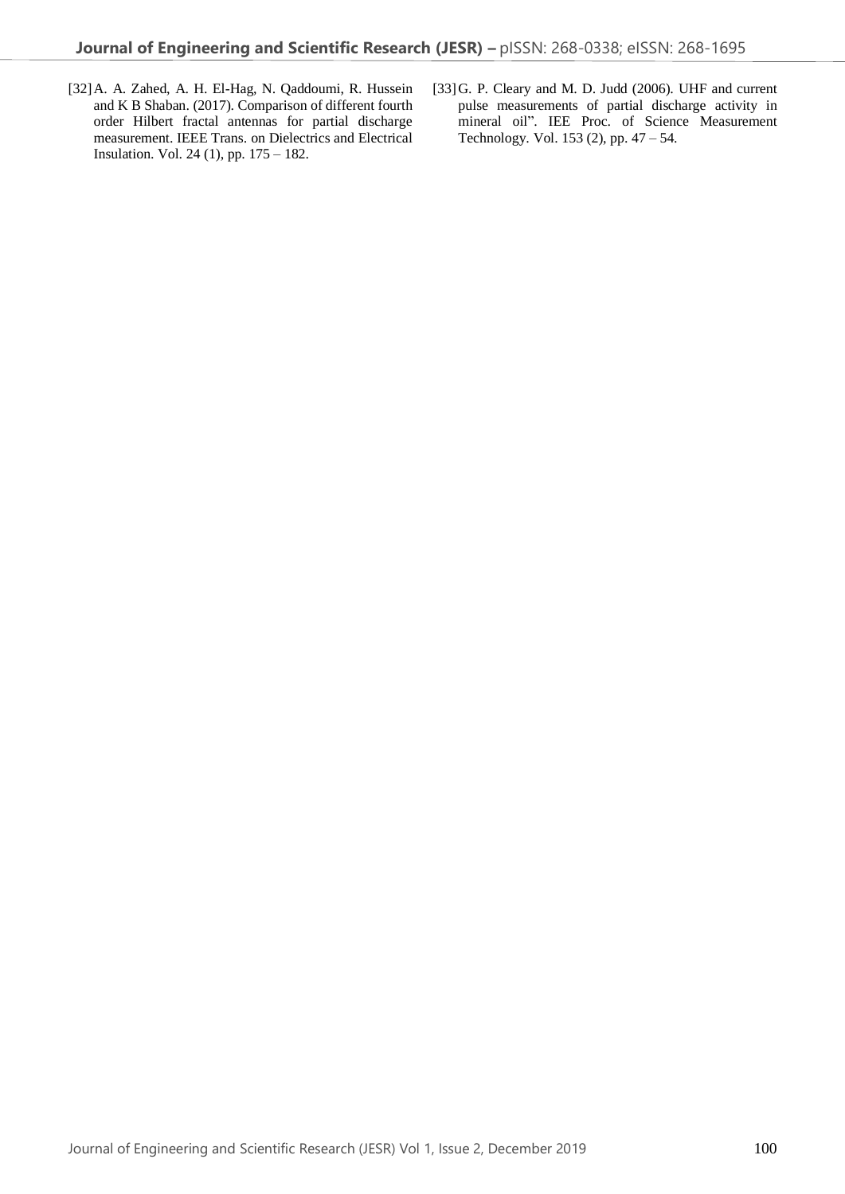[32] A. A. Zahed, A. H. El-Hag, N. Qaddoumi, R. Hussein and K B Shaban. (2017). Comparison of different fourth order Hilbert fractal antennas for partial discharge measurement. IEEE Trans. on Dielectrics and Electrical Insulation. Vol. 24 (1), pp. 175 – 182.

[33] G. P. Cleary and M. D. Judd (2006). UHF and current pulse measurements of partial discharge activity in mineral oil". IEE Proc. of Science Measurement Technology. Vol. 153 (2), pp. 47 – 54.